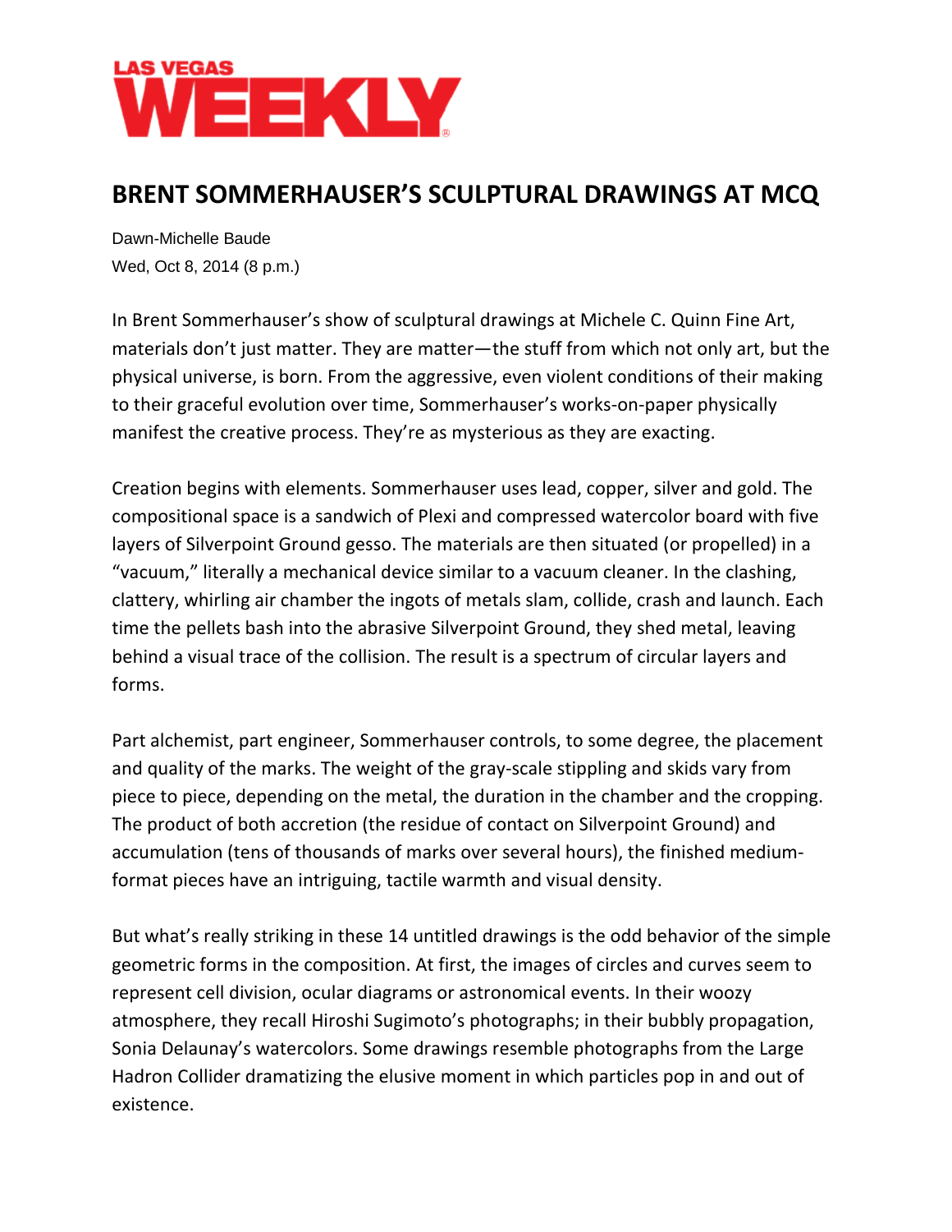LAS VEGAS **WEEKLY**

# BRENT SOMMERHAUSER'S SCULPTURAL DRAWINGS AT MCQ

Dawn-Michelle Baude
Wed, Oct 8, 2014 (8 p.m.)

In Brent Sommerhauser's show of sculptural drawings at Michele C. Quinn Fine Art, materials don't just matter. They are matter—the stuff from which not only art, but the physical universe, is born. From the aggressive, even violent conditions of their making to their graceful evolution over time, Sommerhauser's works-on-paper physically manifest the creative process. They're as mysterious as they are exacting.

Creation begins with elements. Sommerhauser uses lead, copper, silver and gold. The compositional space is a sandwich of Plexi and compressed watercolor board with five layers of Silverpoint Ground gesso. The materials are then situated (or propelled) in a "vacuum," literally a mechanical device similar to a vacuum cleaner. In the clashing, clattery, whirling air chamber the ingots of metals slam, collide, crash and launch. Each time the pellets bash into the abrasive Silverpoint Ground, they shed metal, leaving behind a visual trace of the collision. The result is a spectrum of circular layers and forms.

Part alchemist, part engineer, Sommerhauser controls, to some degree, the placement and quality of the marks. The weight of the gray-scale stippling and skids vary from piece to piece, depending on the metal, the duration in the chamber and the cropping. The product of both accretion (the residue of contact on Silverpoint Ground) and accumulation (tens of thousands of marks over several hours), the finished medium-format pieces have an intriguing, tactile warmth and visual density.

But what's really striking in these 14 untitled drawings is the odd behavior of the simple geometric forms in the composition. At first, the images of circles and curves seem to represent cell division, ocular diagrams or astronomical events. In their woozy atmosphere, they recall Hiroshi Sugimoto's photographs; in their bubbly propagation, Sonia Delaunay's watercolors. Some drawings resemble photographs from the Large Hadron Collider dramatizing the elusive moment in which particles pop in and out of existence.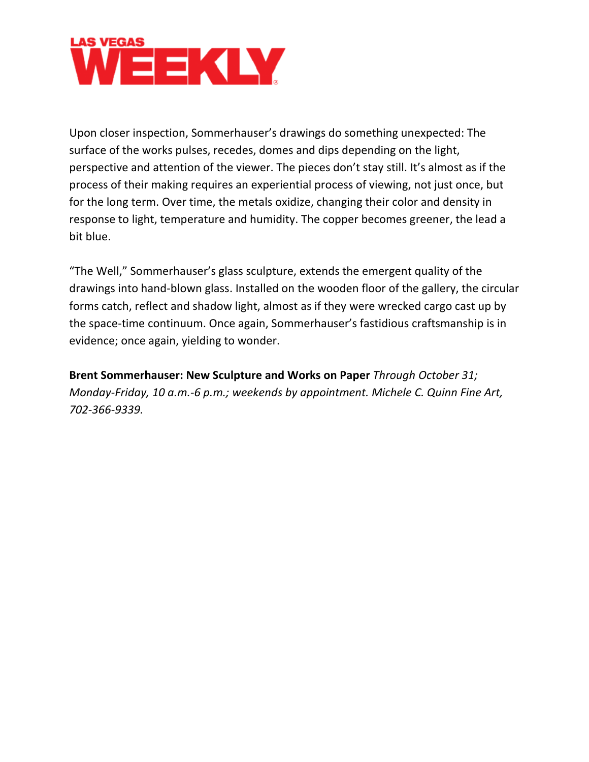Upon closer inspection, Sommerhauser's drawings do something unexpected: The surface of the works pulses, recedes, domes and dips depending on the light, perspective and attention of the viewer. The pieces don't stay still. It's almost as if the process of their making requires an experiential process of viewing, not just once, but for the long term. Over time, the metals oxidize, changing their color and density in response to light, temperature and humidity. The copper becomes greener, the lead a bit blue.

"The Well," Sommerhauser's glass sculpture, extends the emergent quality of the drawings into hand-blown glass. Installed on the wooden floor of the gallery, the circular forms catch, reflect and shadow light, almost as if they were wrecked cargo cast up by the space-time continuum. Once again, Sommerhauser's fastidious craftsmanship is in evidence; once again, yielding to wonder.

**Brent Sommerhauser: New Sculpture and Works on Paper** *Through October 31; Monday-Friday, 10 a.m.-6 p.m.; weekends by appointment. Michele C. Quinn Fine Art, 702-366-9339.*